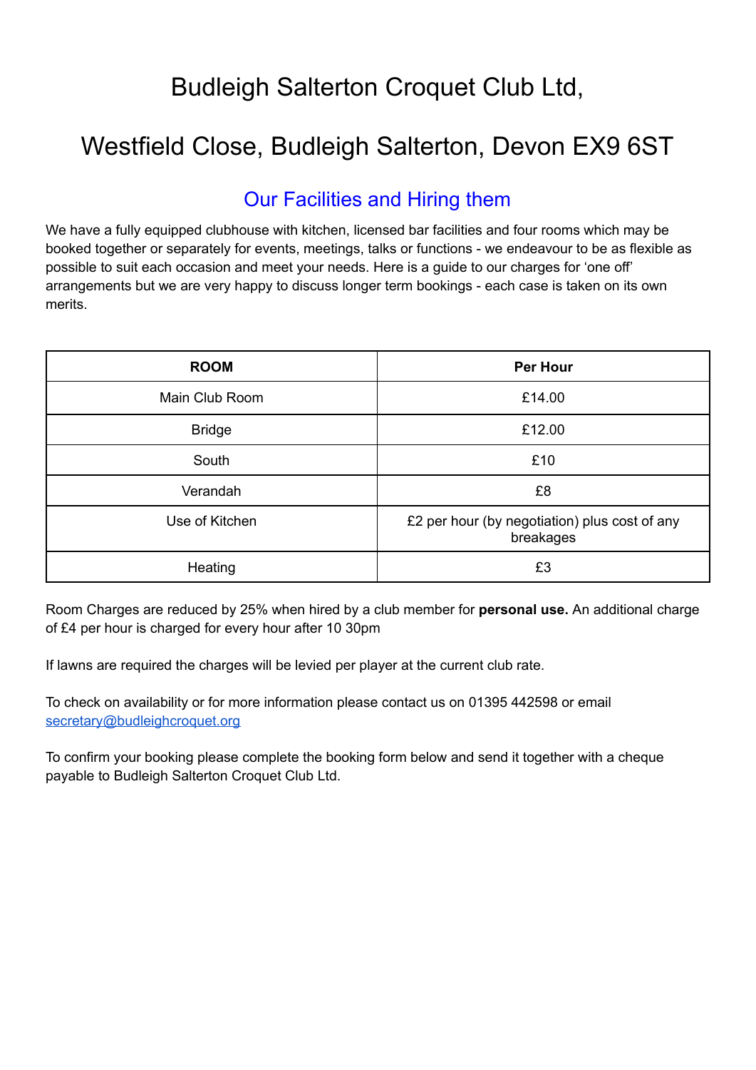# Budleigh Salterton Croquet Club Ltd,

# Westfield Close, Budleigh Salterton, Devon EX9 6ST

## Our Facilities and Hiring them

We have a fully equipped clubhouse with kitchen, licensed bar facilities and four rooms which may be booked together or separately for events, meetings, talks or functions - we endeavour to be as flexible as possible to suit each occasion and meet your needs. Here is a guide to our charges for 'one off' arrangements but we are very happy to discuss longer term bookings - each case is taken on its own merits.

| **ROOM** | **Per Hour** |
|---|---|
| Main Club Room | £14.00 |
| Bridge | £12.00 |
| South | £10 |
| Verandah | £8 |
| Use of Kitchen | £2 per hour (by negotiation) plus cost of any breakages |
| Heating | £3 |

Room Charges are reduced by 25% when hired by a club member for **personal use.** An additional charge of £4 per hour is charged for every hour after 10 30pm

If lawns are required the charges will be levied per player at the current club rate.

To check on availability or for more information please contact us on 01395 442598 or email [secretary@budleighcroquet.org](mailto:secretary@budleighcroquet.org)

To confirm your booking please complete the booking form below and send it together with a cheque payable to Budleigh Salterton Croquet Club Ltd.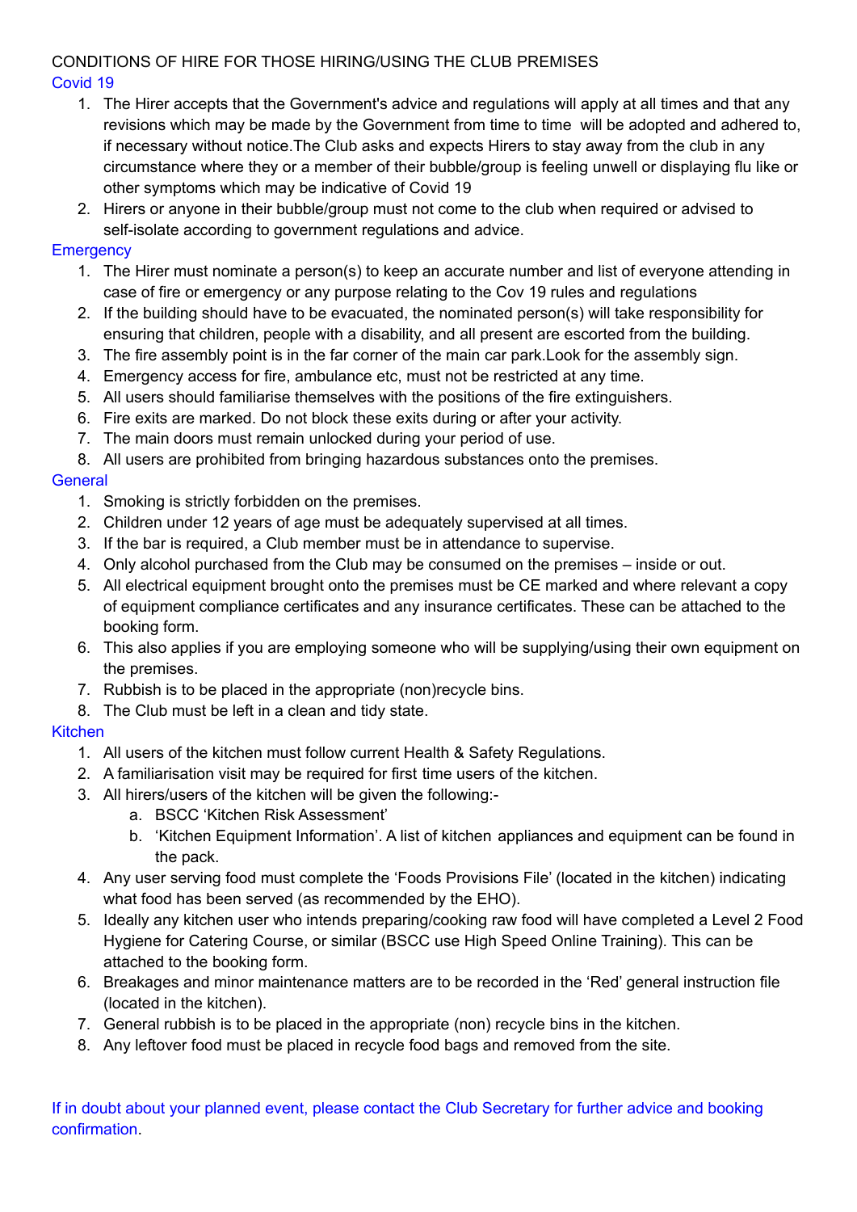# CONDITIONS OF HIRE FOR THOSE HIRING/USING THE CLUB PREMISES

## Covid 19

1. The Hirer accepts that the Government's advice and regulations will apply at all times and that any revisions which may be made by the Government from time to time will be adopted and adhered to, if necessary without notice.The Club asks and expects Hirers to stay away from the club in any circumstance where they or a member of their bubble/group is feeling unwell or displaying flu like or other symptoms which may be indicative of Covid 19
2. Hirers or anyone in their bubble/group must not come to the club when required or advised to self-isolate according to government regulations and advice.

## Emergency

1. The Hirer must nominate a person(s) to keep an accurate number and list of everyone attending in case of fire or emergency or any purpose relating to the Cov 19 rules and regulations
2. If the building should have to be evacuated, the nominated person(s) will take responsibility for ensuring that children, people with a disability, and all present are escorted from the building.
3. The fire assembly point is in the far corner of the main car park.Look for the assembly sign.
4. Emergency access for fire, ambulance etc, must not be restricted at any time.
5. All users should familiarise themselves with the positions of the fire extinguishers.
6. Fire exits are marked. Do not block these exits during or after your activity.
7. The main doors must remain unlocked during your period of use.
8. All users are prohibited from bringing hazardous substances onto the premises.

## General

1. Smoking is strictly forbidden on the premises.
2. Children under 12 years of age must be adequately supervised at all times.
3. If the bar is required, a Club member must be in attendance to supervise.
4. Only alcohol purchased from the Club may be consumed on the premises – inside or out.
5. All electrical equipment brought onto the premises must be CE marked and where relevant a copy of equipment compliance certificates and any insurance certificates. These can be attached to the booking form.
6. This also applies if you are employing someone who will be supplying/using their own equipment on the premises.
7. Rubbish is to be placed in the appropriate (non)recycle bins.
8. The Club must be left in a clean and tidy state.

## Kitchen

1. All users of the kitchen must follow current Health & Safety Regulations.
2. A familiarisation visit may be required for first time users of the kitchen.
3. All hirers/users of the kitchen will be given the following:-
    a. BSCC 'Kitchen Risk Assessment'
    b. 'Kitchen Equipment Information'. A list of kitchen appliances and equipment can be found in the pack.
4. Any user serving food must complete the 'Foods Provisions File' (located in the kitchen) indicating what food has been served (as recommended by the EHO).
5. Ideally any kitchen user who intends preparing/cooking raw food will have completed a Level 2 Food Hygiene for Catering Course, or similar (BSCC use High Speed Online Training). This can be attached to the booking form.
6. Breakages and minor maintenance matters are to be recorded in the 'Red' general instruction file (located in the kitchen).
7. General rubbish is to be placed in the appropriate (non) recycle bins in the kitchen.
8. Any leftover food must be placed in recycle food bags and removed from the site.

If in doubt about your planned event, please contact the Club Secretary for further advice and booking confirmation.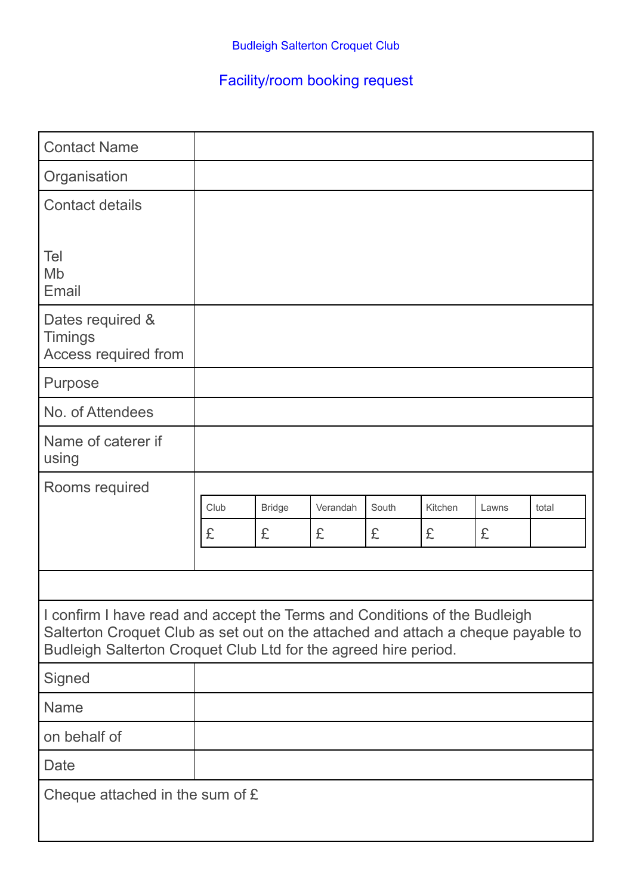Budleigh Salterton Croquet Club

## Facility/room booking request

| | |
|---|---|
| Contact Name | |
| Organisation | |
| Contact details<br><br>Tel<br>Mb<br>Email | |
| Dates required & Timings<br>Access required from | |
| Purpose | |
| No. of Attendees | |
| Name of caterer if using | |
| Rooms required | |

| Club | Bridge | Verandah | South | Kitchen | Lawns | total |
|---|---|---|---|---|---|---|
| £ | £ | £ | £ | £ | £ | |

I confirm I have read and accept the Terms and Conditions of the Budleigh Salterton Croquet Club as set out on the attached and attach a cheque payable to Budleigh Salterton Croquet Club Ltd for the agreed hire period.

| | |
|---|---|
| Signed | |
| Name | |
| on behalf of | |
| Date | |

Cheque attached in the sum of £